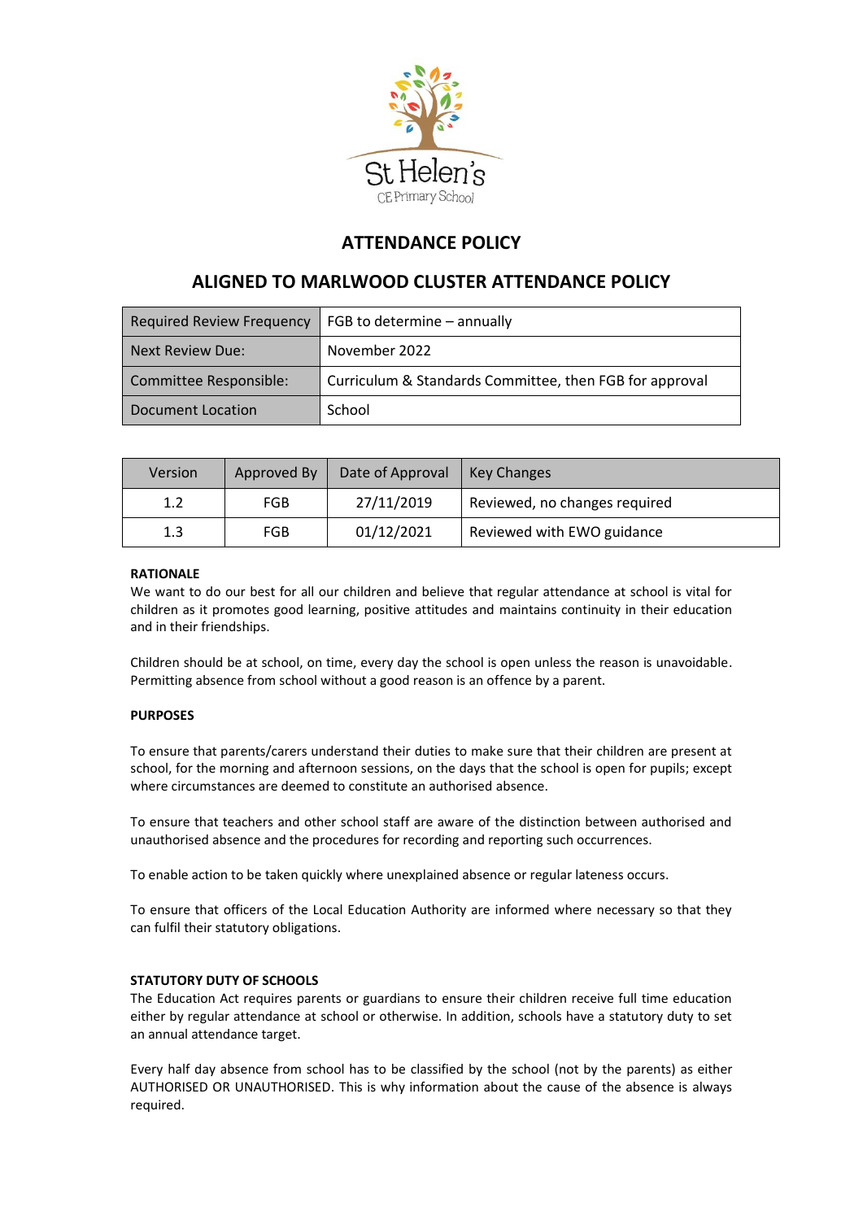St Helen's
CE Primary School

# ATTENDANCE POLICY

## ALIGNED TO MARLWOOD CLUSTER ATTENDANCE POLICY

| Required Review Frequency | FGB to determine – annually |
|---|---|
| Next Review Due: | November 2022 |
| Committee Responsible: | Curriculum & Standards Committee, then FGB for approval |
| Document Location | School |

| Version | Approved By | Date of Approval | Key Changes |
|---|---|---|---|
| 1.2 | FGB | 27/11/2019 | Reviewed, no changes required |
| 1.3 | FGB | 01/12/2021 | Reviewed with EWO guidance |

**RATIONALE**

We want to do our best for all our children and believe that regular attendance at school is vital for children as it promotes good learning, positive attitudes and maintains continuity in their education and in their friendships.

Children should be at school, on time, every day the school is open unless the reason is unavoidable. Permitting absence from school without a good reason is an offence by a parent.

**PURPOSES**

To ensure that parents/carers understand their duties to make sure that their children are present at school, for the morning and afternoon sessions, on the days that the school is open for pupils; except where circumstances are deemed to constitute an authorised absence.

To ensure that teachers and other school staff are aware of the distinction between authorised and unauthorised absence and the procedures for recording and reporting such occurrences.

To enable action to be taken quickly where unexplained absence or regular lateness occurs.

To ensure that officers of the Local Education Authority are informed where necessary so that they can fulfil their statutory obligations.

**STATUTORY DUTY OF SCHOOLS**

The Education Act requires parents or guardians to ensure their children receive full time education either by regular attendance at school or otherwise. In addition, schools have a statutory duty to set an annual attendance target.

Every half day absence from school has to be classified by the school (not by the parents) as either AUTHORISED OR UNAUTHORISED. This is why information about the cause of the absence is always required.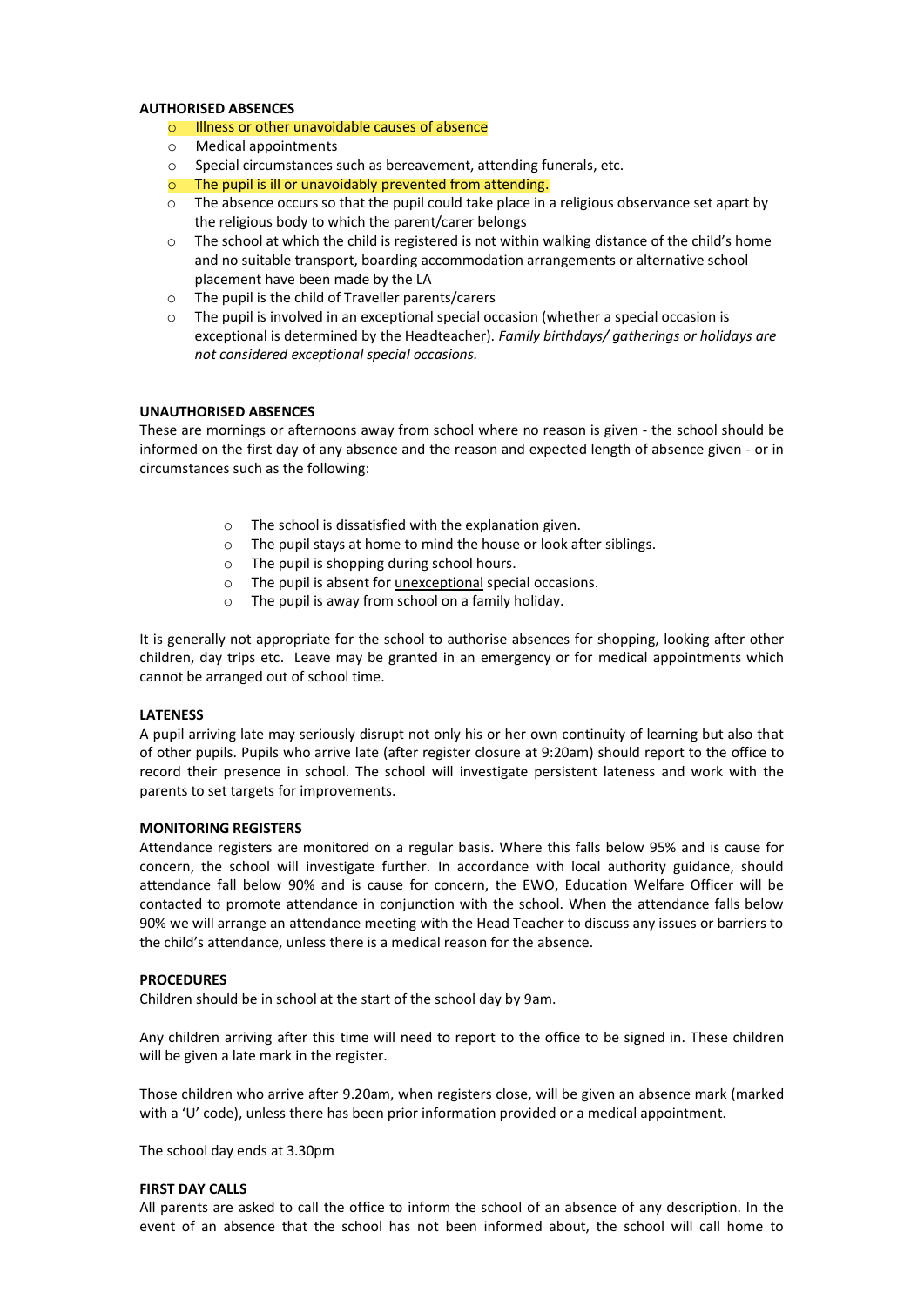**AUTHORISED ABSENCES**

- Illness or other unavoidable causes of absence
- Medical appointments
- Special circumstances such as bereavement, attending funerals, etc.
- The pupil is ill or unavoidably prevented from attending.
- The absence occurs so that the pupil could take place in a religious observance set apart by the religious body to which the parent/carer belongs
- The school at which the child is registered is not within walking distance of the child's home and no suitable transport, boarding accommodation arrangements or alternative school placement have been made by the LA
- The pupil is the child of Traveller parents/carers
- The pupil is involved in an exceptional special occasion (whether a special occasion is exceptional is determined by the Headteacher). *Family birthdays/ gatherings or holidays are not considered exceptional special occasions.*

**UNAUTHORISED ABSENCES**

These are mornings or afternoons away from school where no reason is given - the school should be informed on the first day of any absence and the reason and expected length of absence given - or in circumstances such as the following:

- The school is dissatisfied with the explanation given.
- The pupil stays at home to mind the house or look after siblings.
- The pupil is shopping during school hours.
- The pupil is absent for <u>unexceptional</u> special occasions.
- The pupil is away from school on a family holiday.

It is generally not appropriate for the school to authorise absences for shopping, looking after other children, day trips etc. Leave may be granted in an emergency or for medical appointments which cannot be arranged out of school time.

**LATENESS**

A pupil arriving late may seriously disrupt not only his or her own continuity of learning but also that of other pupils. Pupils who arrive late (after register closure at 9:20am) should report to the office to record their presence in school. The school will investigate persistent lateness and work with the parents to set targets for improvements.

**MONITORING REGISTERS**

Attendance registers are monitored on a regular basis. Where this falls below 95% and is cause for concern, the school will investigate further. In accordance with local authority guidance, should attendance fall below 90% and is cause for concern, the EWO, Education Welfare Officer will be contacted to promote attendance in conjunction with the school. When the attendance falls below 90% we will arrange an attendance meeting with the Head Teacher to discuss any issues or barriers to the child's attendance, unless there is a medical reason for the absence.

**PROCEDURES**

Children should be in school at the start of the school day by 9am.

Any children arriving after this time will need to report to the office to be signed in. These children will be given a late mark in the register.

Those children who arrive after 9.20am, when registers close, will be given an absence mark (marked with a 'U' code), unless there has been prior information provided or a medical appointment.

The school day ends at 3.30pm

**FIRST DAY CALLS**

All parents are asked to call the office to inform the school of an absence of any description. In the event of an absence that the school has not been informed about, the school will call home to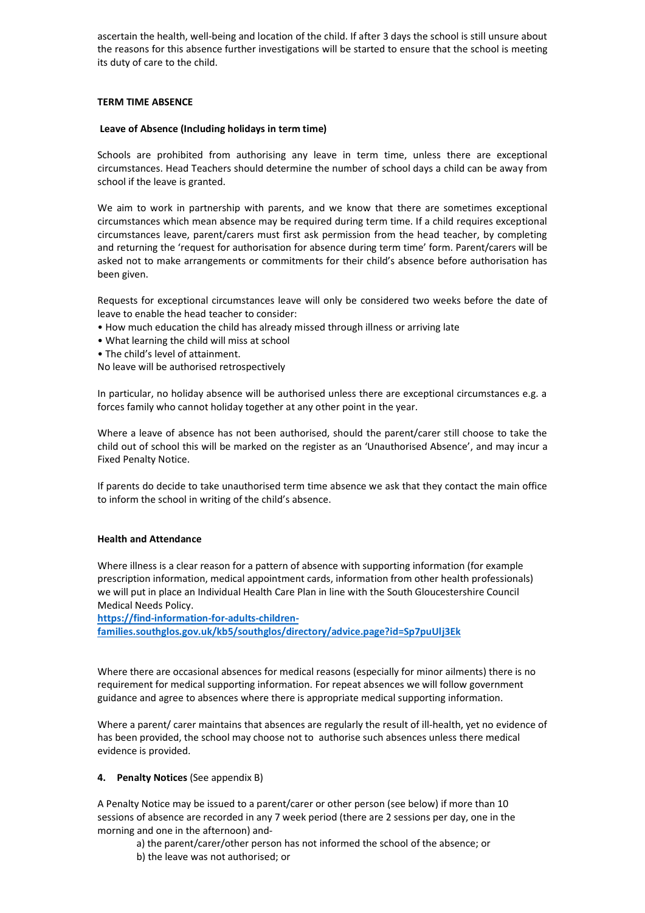ascertain the health, well-being and location of the child. If after 3 days the school is still unsure about the reasons for this absence further investigations will be started to ensure that the school is meeting its duty of care to the child.

**TERM TIME ABSENCE**

**Leave of Absence (Including holidays in term time)**

Schools are prohibited from authorising any leave in term time, unless there are exceptional circumstances. Head Teachers should determine the number of school days a child can be away from school if the leave is granted.

We aim to work in partnership with parents, and we know that there are sometimes exceptional circumstances which mean absence may be required during term time. If a child requires exceptional circumstances leave, parent/carers must first ask permission from the head teacher, by completing and returning the 'request for authorisation for absence during term time' form. Parent/carers will be asked not to make arrangements or commitments for their child's absence before authorisation has been given.

Requests for exceptional circumstances leave will only be considered two weeks before the date of leave to enable the head teacher to consider:

- How much education the child has already missed through illness or arriving late
- What learning the child will miss at school
- The child's level of attainment.

No leave will be authorised retrospectively

In particular, no holiday absence will be authorised unless there are exceptional circumstances e.g. a forces family who cannot holiday together at any other point in the year.

Where a leave of absence has not been authorised, should the parent/carer still choose to take the child out of school this will be marked on the register as an 'Unauthorised Absence', and may incur a Fixed Penalty Notice.

If parents do decide to take unauthorised term time absence we ask that they contact the main office to inform the school in writing of the child's absence.

**Health and Attendance**

Where illness is a clear reason for a pattern of absence with supporting information (for example prescription information, medical appointment cards, information from other health professionals) we will put in place an Individual Health Care Plan in line with the South Gloucestershire Council Medical Needs Policy.
**https://find-information-for-adults-children-families.southglos.gov.uk/kb5/southglos/directory/advice.page?id=Sp7puUlj3Ek**

Where there are occasional absences for medical reasons (especially for minor ailments) there is no requirement for medical supporting information. For repeat absences we will follow government guidance and agree to absences where there is appropriate medical supporting information.

Where a parent/ carer maintains that absences are regularly the result of ill-health, yet no evidence of has been provided, the school may choose not to authorise such absences unless there medical evidence is provided.

**4. Penalty Notices** (See appendix B)

A Penalty Notice may be issued to a parent/carer or other person (see below) if more than 10 sessions of absence are recorded in any 7 week period (there are 2 sessions per day, one in the morning and one in the afternoon) and-

a) the parent/carer/other person has not informed the school of the absence; or
b) the leave was not authorised; or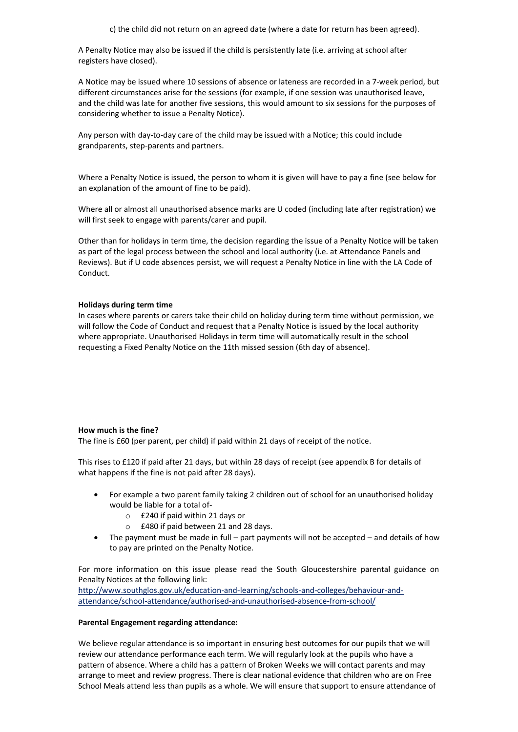c) the child did not return on an agreed date (where a date for return has been agreed).

A Penalty Notice may also be issued if the child is persistently late (i.e. arriving at school after registers have closed).

A Notice may be issued where 10 sessions of absence or lateness are recorded in a 7-week period, but different circumstances arise for the sessions (for example, if one session was unauthorised leave, and the child was late for another five sessions, this would amount to six sessions for the purposes of considering whether to issue a Penalty Notice).

Any person with day-to-day care of the child may be issued with a Notice; this could include grandparents, step-parents and partners.

Where a Penalty Notice is issued, the person to whom it is given will have to pay a fine (see below for an explanation of the amount of fine to be paid).

Where all or almost all unauthorised absence marks are U coded (including late after registration) we will first seek to engage with parents/carer and pupil.

Other than for holidays in term time, the decision regarding the issue of a Penalty Notice will be taken as part of the legal process between the school and local authority (i.e. at Attendance Panels and Reviews). But if U code absences persist, we will request a Penalty Notice in line with the LA Code of Conduct.

**Holidays during term time**

In cases where parents or carers take their child on holiday during term time without permission, we will follow the Code of Conduct and request that a Penalty Notice is issued by the local authority where appropriate. Unauthorised Holidays in term time will automatically result in the school requesting a Fixed Penalty Notice on the 11th missed session (6th day of absence).

**How much is the fine?**

The fine is £60 (per parent, per child) if paid within 21 days of receipt of the notice.

This rises to £120 if paid after 21 days, but within 28 days of receipt (see appendix B for details of what happens if the fine is not paid after 28 days).

- For example a two parent family taking 2 children out of school for an unauthorised holiday would be liable for a total of-
  - £240 if paid within 21 days or
  - £480 if paid between 21 and 28 days.
- The payment must be made in full – part payments will not be accepted – and details of how to pay are printed on the Penalty Notice.

For more information on this issue please read the South Gloucestershire parental guidance on Penalty Notices at the following link:
http://www.southglos.gov.uk/education-and-learning/schools-and-colleges/behaviour-and-attendance/school-attendance/authorised-and-unauthorised-absence-from-school/

**Parental Engagement regarding attendance:**

We believe regular attendance is so important in ensuring best outcomes for our pupils that we will review our attendance performance each term. We will regularly look at the pupils who have a pattern of absence. Where a child has a pattern of Broken Weeks we will contact parents and may arrange to meet and review progress. There is clear national evidence that children who are on Free School Meals attend less than pupils as a whole. We will ensure that support to ensure attendance of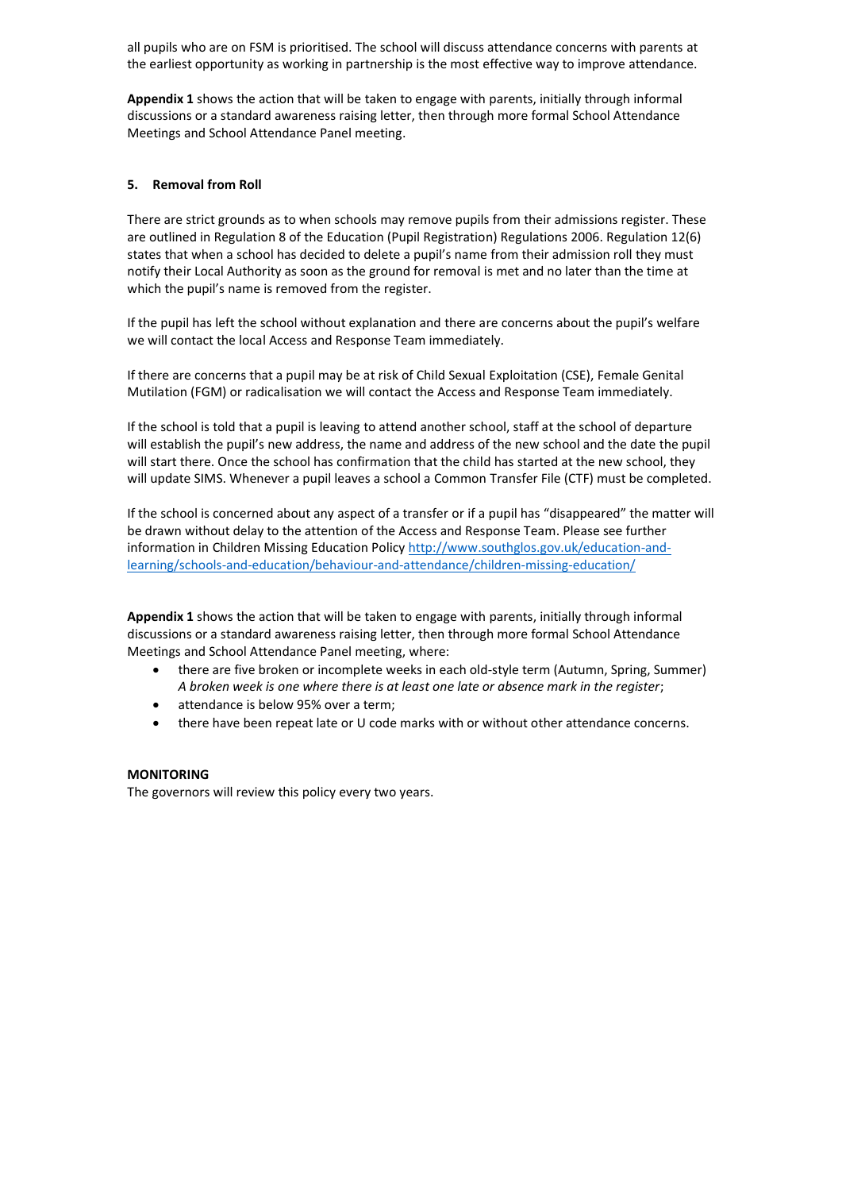all pupils who are on FSM is prioritised. The school will discuss attendance concerns with parents at the earliest opportunity as working in partnership is the most effective way to improve attendance.

**Appendix 1** shows the action that will be taken to engage with parents, initially through informal discussions or a standard awareness raising letter, then through more formal School Attendance Meetings and School Attendance Panel meeting.

## 5. Removal from Roll

There are strict grounds as to when schools may remove pupils from their admissions register. These are outlined in Regulation 8 of the Education (Pupil Registration) Regulations 2006. Regulation 12(6) states that when a school has decided to delete a pupil's name from their admission roll they must notify their Local Authority as soon as the ground for removal is met and no later than the time at which the pupil's name is removed from the register.

If the pupil has left the school without explanation and there are concerns about the pupil's welfare we will contact the local Access and Response Team immediately.

If there are concerns that a pupil may be at risk of Child Sexual Exploitation (CSE), Female Genital Mutilation (FGM) or radicalisation we will contact the Access and Response Team immediately.

If the school is told that a pupil is leaving to attend another school, staff at the school of departure will establish the pupil's new address, the name and address of the new school and the date the pupil will start there. Once the school has confirmation that the child has started at the new school, they will update SIMS. Whenever a pupil leaves a school a Common Transfer File (CTF) must be completed.

If the school is concerned about any aspect of a transfer or if a pupil has "disappeared" the matter will be drawn without delay to the attention of the Access and Response Team. Please see further information in Children Missing Education Policy [http://www.southglos.gov.uk/education-and-learning/schools-and-education/behaviour-and-attendance/children-missing-education/](http://www.southglos.gov.uk/education-and-learning/schools-and-education/behaviour-and-attendance/children-missing-education/)

**Appendix 1** shows the action that will be taken to engage with parents, initially through informal discussions or a standard awareness raising letter, then through more formal School Attendance Meetings and School Attendance Panel meeting, where:

- there are five broken or incomplete weeks in each old-style term (Autumn, Spring, Summer) *A broken week is one where there is at least one late or absence mark in the register*;
- attendance is below 95% over a term;
- there have been repeat late or U code marks with or without other attendance concerns.

## MONITORING

The governors will review this policy every two years.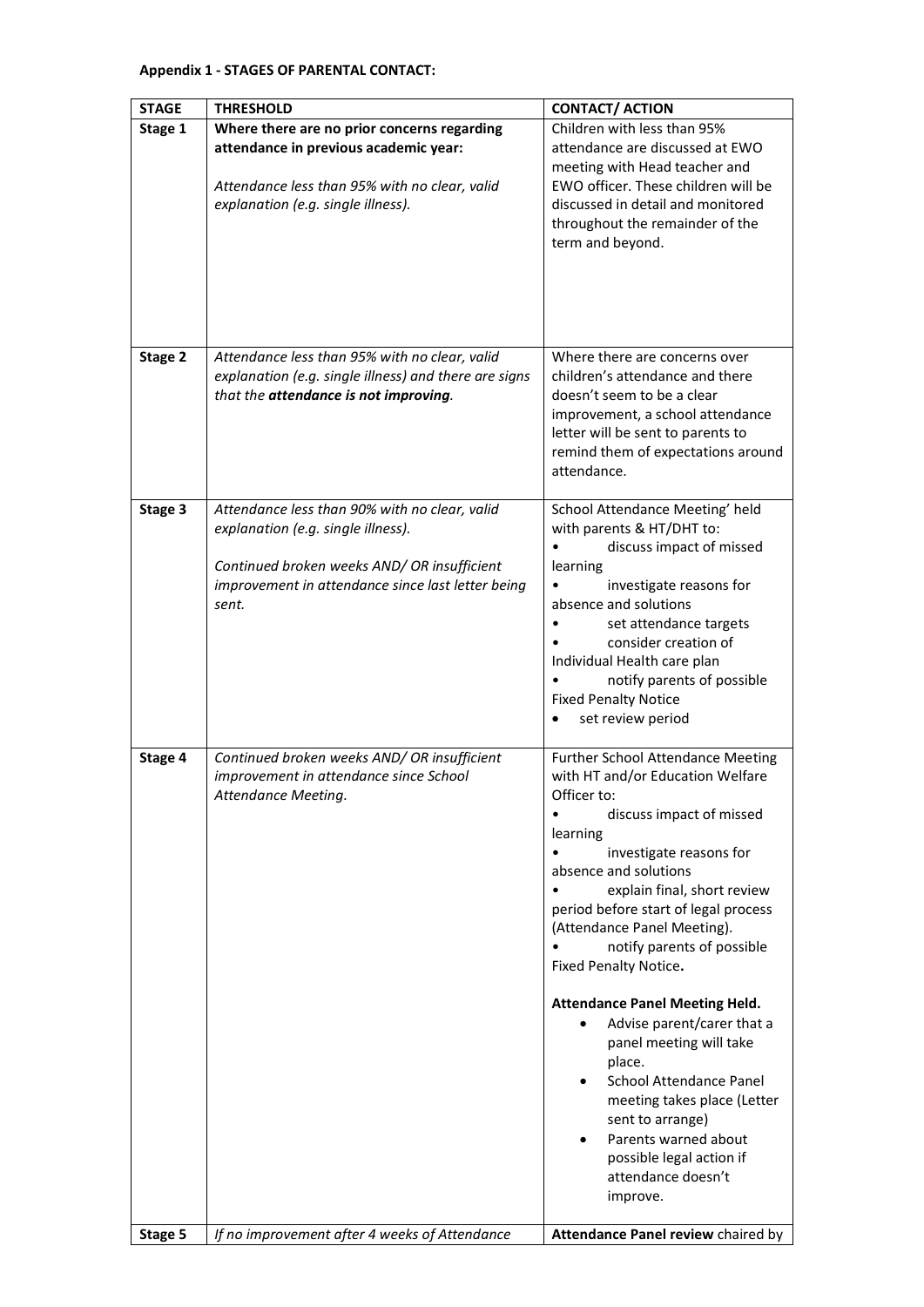**Appendix 1 - STAGES OF PARENTAL CONTACT:**

| STAGE | THRESHOLD | CONTACT/ ACTION |
|---|---|---|
| **Stage 1** | **Where there are no prior concerns regarding attendance in previous academic year:**<br><br>*Attendance less than 95% with no clear, valid explanation (e.g. single illness).* | Children with less than 95% attendance are discussed at EWO meeting with Head teacher and EWO officer. These children will be discussed in detail and monitored throughout the remainder of the term and beyond. |
| **Stage 2** | *Attendance less than 95% with no clear, valid explanation (e.g. single illness) and there are signs that the **attendance is not improving**.* | Where there are concerns over children's attendance and there doesn't seem to be a clear improvement, a school attendance letter will be sent to parents to remind them of expectations around attendance. |
| **Stage 3** | *Attendance less than 90% with no clear, valid explanation (e.g. single illness).*<br><br>*Continued broken weeks AND/ OR insufficient improvement in attendance since last letter being sent.* | School Attendance Meeting' held with parents & HT/DHT to:<br>• discuss impact of missed learning<br>• investigate reasons for absence and solutions<br>• set attendance targets<br>• consider creation of Individual Health care plan<br>• notify parents of possible Fixed Penalty Notice<br>• set review period |
| **Stage 4** | *Continued broken weeks AND/ OR insufficient improvement in attendance since School Attendance Meeting.* | Further School Attendance Meeting with HT and/or Education Welfare Officer to:<br>• discuss impact of missed learning<br>• investigate reasons for absence and solutions<br>• explain final, short review period before start of legal process (Attendance Panel Meeting).<br>• notify parents of possible Fixed Penalty Notice.<br><br>**Attendance Panel Meeting Held.**<br>• Advise parent/carer that a panel meeting will take place.<br>• School Attendance Panel meeting takes place (Letter sent to arrange)<br>• Parents warned about possible legal action if attendance doesn't improve. |
| **Stage 5** | *If no improvement after 4 weeks of Attendance* | **Attendance Panel review** chaired by |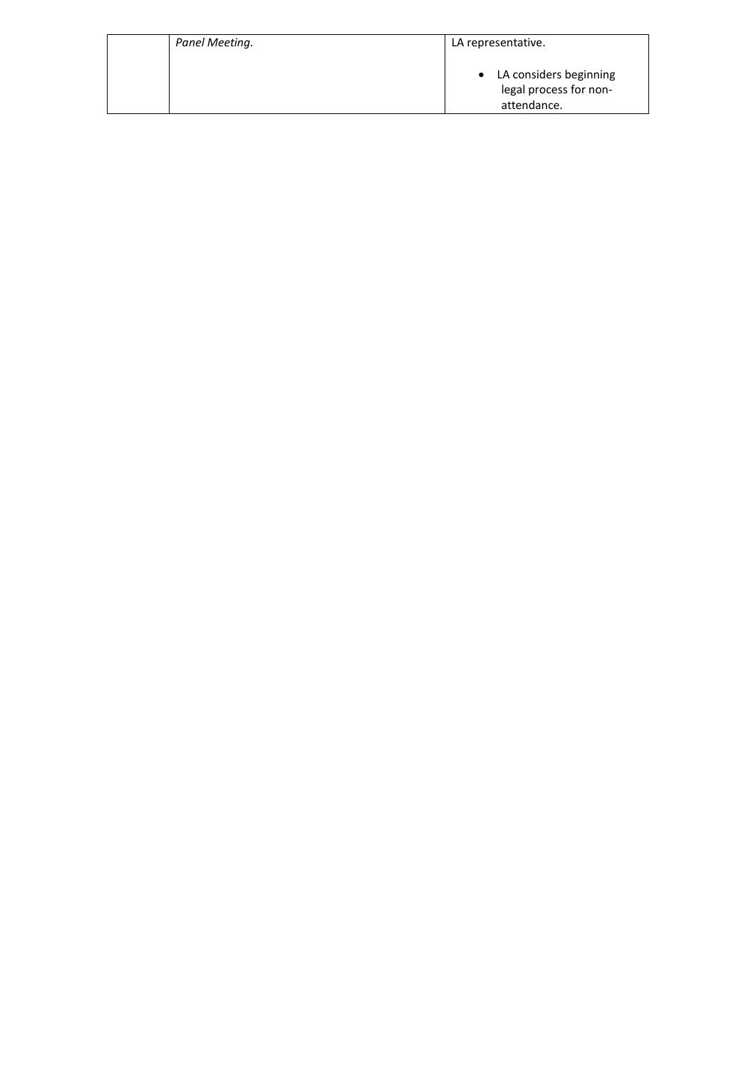| | | |
|---|---|---|
| | *Panel Meeting.* | LA representative.<br><br>• LA considers beginning legal process for non-attendance. |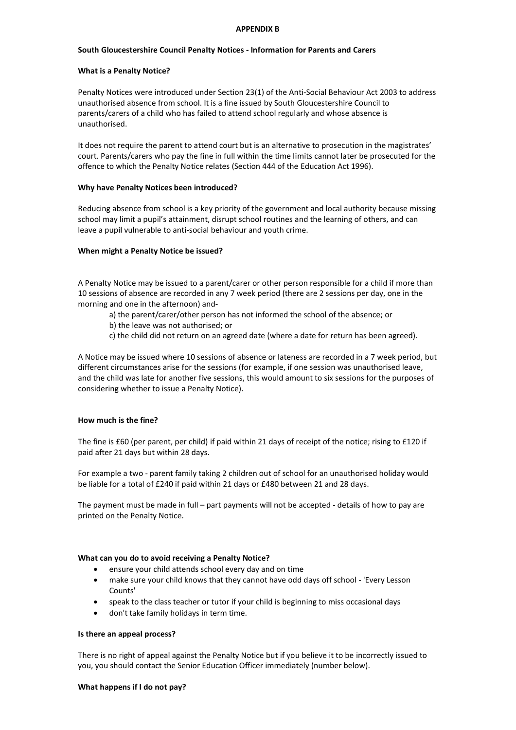**APPENDIX B**

**South Gloucestershire Council Penalty Notices - Information for Parents and Carers**

**What is a Penalty Notice?**

Penalty Notices were introduced under Section 23(1) of the Anti-Social Behaviour Act 2003 to address unauthorised absence from school. It is a fine issued by South Gloucestershire Council to parents/carers of a child who has failed to attend school regularly and whose absence is unauthorised.

It does not require the parent to attend court but is an alternative to prosecution in the magistrates' court. Parents/carers who pay the fine in full within the time limits cannot later be prosecuted for the offence to which the Penalty Notice relates (Section 444 of the Education Act 1996).

**Why have Penalty Notices been introduced?**

Reducing absence from school is a key priority of the government and local authority because missing school may limit a pupil's attainment, disrupt school routines and the learning of others, and can leave a pupil vulnerable to anti-social behaviour and youth crime.

**When might a Penalty Notice be issued?**

A Penalty Notice may be issued to a parent/carer or other person responsible for a child if more than 10 sessions of absence are recorded in any 7 week period (there are 2 sessions per day, one in the morning and one in the afternoon) and-

a) the parent/carer/other person has not informed the school of the absence; or
b) the leave was not authorised; or
c) the child did not return on an agreed date (where a date for return has been agreed).

A Notice may be issued where 10 sessions of absence or lateness are recorded in a 7 week period, but different circumstances arise for the sessions (for example, if one session was unauthorised leave, and the child was late for another five sessions, this would amount to six sessions for the purposes of considering whether to issue a Penalty Notice).

**How much is the fine?**

The fine is £60 (per parent, per child) if paid within 21 days of receipt of the notice; rising to £120 if paid after 21 days but within 28 days.

For example a two - parent family taking 2 children out of school for an unauthorised holiday would be liable for a total of £240 if paid within 21 days or £480 between 21 and 28 days.

The payment must be made in full – part payments will not be accepted - details of how to pay are printed on the Penalty Notice.

**What can you do to avoid receiving a Penalty Notice?**

- ensure your child attends school every day and on time
- make sure your child knows that they cannot have odd days off school - 'Every Lesson Counts'
- speak to the class teacher or tutor if your child is beginning to miss occasional days
- don't take family holidays in term time.

**Is there an appeal process?**

There is no right of appeal against the Penalty Notice but if you believe it to be incorrectly issued to you, you should contact the Senior Education Officer immediately (number below).

**What happens if I do not pay?**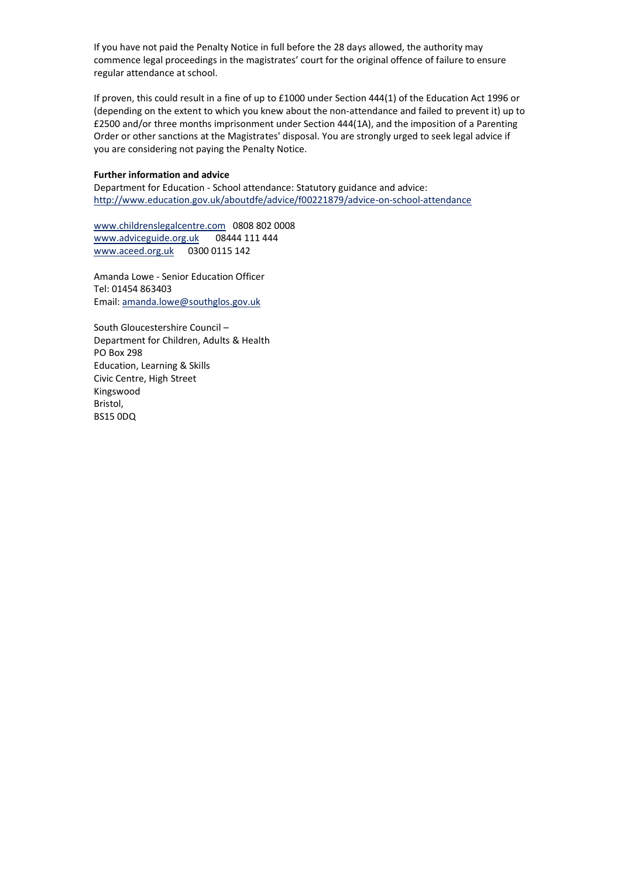If you have not paid the Penalty Notice in full before the 28 days allowed, the authority may commence legal proceedings in the magistrates' court for the original offence of failure to ensure regular attendance at school.

If proven, this could result in a fine of up to £1000 under Section 444(1) of the Education Act 1996 or (depending on the extent to which you knew about the non-attendance and failed to prevent it) up to £2500 and/or three months imprisonment under Section 444(1A), and the imposition of a Parenting Order or other sanctions at the Magistrates' disposal. You are strongly urged to seek legal advice if you are considering not paying the Penalty Notice.

**Further information and advice**

Department for Education - School attendance: Statutory guidance and advice:
http://www.education.gov.uk/aboutdfe/advice/f00221879/advice-on-school-attendance

www.childrenslegalcentre.com 0808 802 0008
www.adviceguide.org.uk 08444 111 444
www.aceed.org.uk 0300 0115 142

Amanda Lowe - Senior Education Officer
Tel: 01454 863403
Email: amanda.lowe@southglos.gov.uk

South Gloucestershire Council –
Department for Children, Adults & Health
PO Box 298
Education, Learning & Skills
Civic Centre, High Street
Kingswood
Bristol,
BS15 0DQ